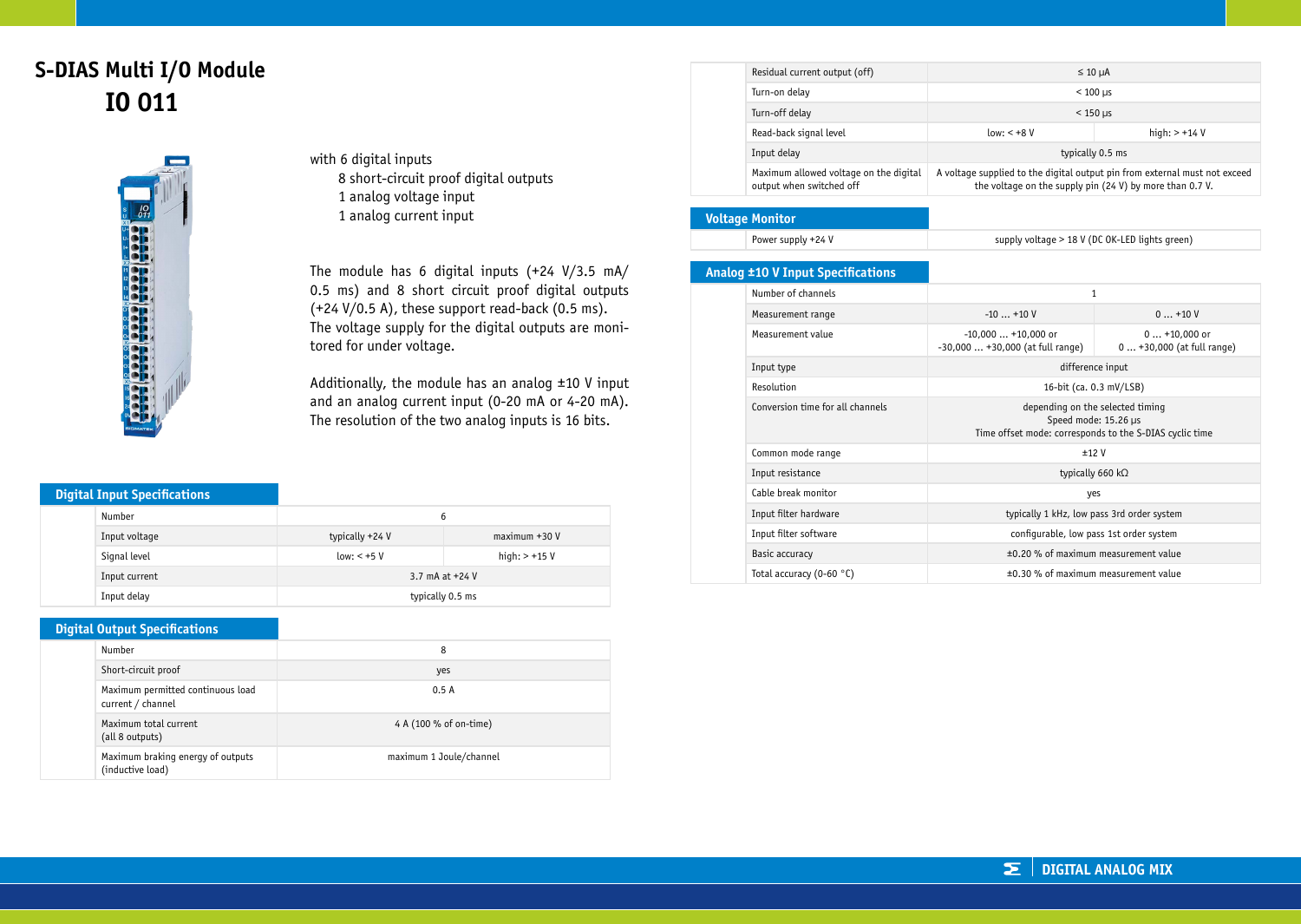# S-DIAS Multi I/O Module

# IO 011

with 6 digital inputs
8 short-circuit proof digital outputs
1 analog voltage input
1 analog current input

The module has 6 digital inputs (+24 V/3.5 mA/ 0.5 ms) and 8 short circuit proof digital outputs (+24 V/0.5 A), these support read-back (0.5 ms). The voltage supply for the digital outputs are monitored for under voltage.

Additionally, the module has an analog ±10 V input and an analog current input (0-20 mA or 4-20 mA). The resolution of the two analog inputs is 16 bits.

## Digital Input Specifications

| | | |
|---|---|---|
| Number | 6 | |
| Input voltage | typically +24 V | maximum +30 V |
| Signal level | low: < +5 V | high: > +15 V |
| Input current | 3.7 mA at +24 V | |
| Input delay | typically 0.5 ms | |

## Digital Output Specifications

| | |
|---|---|
| Number | 8 |
| Short-circuit proof | yes |
| Maximum permitted continuous load current / channel | 0.5 A |
| Maximum total current (all 8 outputs) | 4 A (100 % of on-time) |
| Maximum braking energy of outputs (inductive load) | maximum 1 Joule/channel |
| Residual current output (off) | ≤ 10 µA |
| Turn-on delay | < 100 µs |
| Turn-off delay | < 150 µs |
| Read-back signal level | low: < +8 V / high: > +14 V |
| Input delay | typically 0.5 ms |
| Maximum allowed voltage on the digital output when switched off | A voltage supplied to the digital output pin from external must not exceed the voltage on the supply pin (24 V) by more than 0.7 V. |

## Voltage Monitor

| | |
|---|---|
| Power supply +24 V | supply voltage > 18 V (DC OK-LED lights green) |

## Analog ±10 V Input Specifications

| | | |
|---|---|---|
| Number of channels | 1 | |
| Measurement range | -10 ... +10 V | 0 ... +10 V |
| Measurement value | -10,000 ... +10,000 or -30,000 ... +30,000 (at full range) | 0 ... +10,000 or 0 ... +30,000 (at full range) |
| Input type | difference input | |
| Resolution | 16-bit (ca. 0.3 mV/LSB) | |
| Conversion time for all channels | depending on the selected timing<br>Speed mode: 15.26 µs<br>Time offset mode: corresponds to the S-DIAS cyclic time | |
| Common mode range | ±12 V | |
| Input resistance | typically 660 kΩ | |
| Cable break monitor | yes | |
| Input filter hardware | typically 1 kHz, low pass 3rd order system | |
| Input filter software | configurable, low pass 1st order system | |
| Basic accuracy | ±0.20 % of maximum measurement value | |
| Total accuracy (0-60 °C) | ±0.30 % of maximum measurement value | |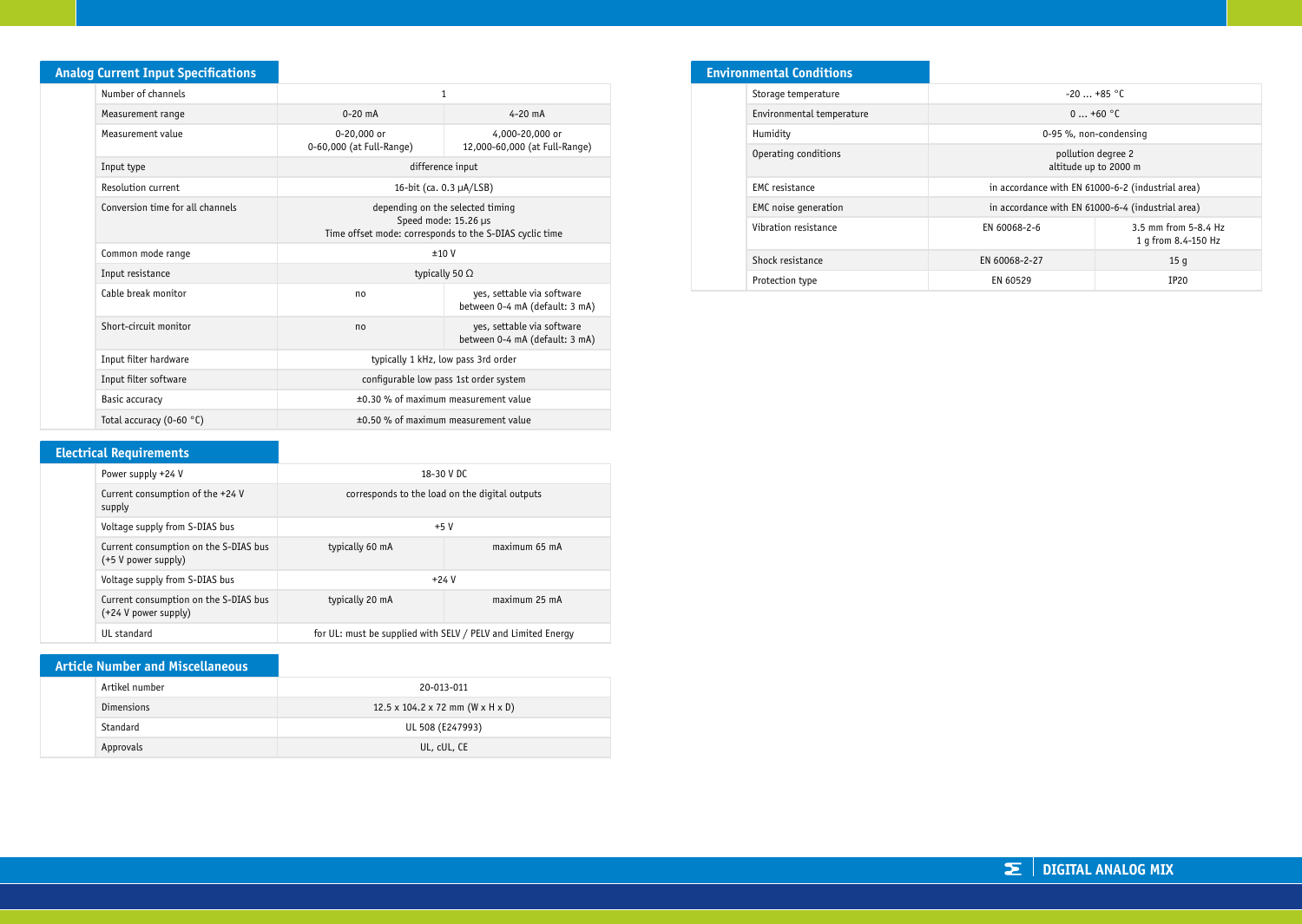## Analog Current Input Specifications

| | | |
|---|---|---|
| Number of channels | 1 | |
| Measurement range | 0-20 mA | 4-20 mA |
| Measurement value | 0-20,000 or 0-60,000 (at Full-Range) | 4,000-20,000 or 12,000-60,000 (at Full-Range) |
| Input type | difference input | |
| Resolution current | 16-bit (ca. 0.3 µA/LSB) | |
| Conversion time for all channels | depending on the selected timing<br>Speed mode: 15.26 µs<br>Time offset mode: corresponds to the S-DIAS cyclic time | |
| Common mode range | ±10 V | |
| Input resistance | typically 50 Ω | |
| Cable break monitor | no | yes, settable via software between 0-4 mA (default: 3 mA) |
| Short-circuit monitor | no | yes, settable via software between 0-4 mA (default: 3 mA) |
| Input filter hardware | typically 1 kHz, low pass 3rd order | |
| Input filter software | configurable low pass 1st order system | |
| Basic accuracy | ±0.30 % of maximum measurement value | |
| Total accuracy (0-60 °C) | ±0.50 % of maximum measurement value | |

## Electrical Requirements

| | | |
|---|---|---|
| Power supply +24 V | 18-30 V DC | |
| Current consumption of the +24 V supply | corresponds to the load on the digital outputs | |
| Voltage supply from S-DIAS bus | +5 V | |
| Current consumption on the S-DIAS bus (+5 V power supply) | typically 60 mA | maximum 65 mA |
| Voltage supply from S-DIAS bus | +24 V | |
| Current consumption on the S-DIAS bus (+24 V power supply) | typically 20 mA | maximum 25 mA |
| UL standard | for UL: must be supplied with SELV / PELV and Limited Energy | |

## Article Number and Miscellaneous

| | |
|---|---|
| Artikel number | 20-013-011 |
| Dimensions | 12.5 x 104.2 x 72 mm (W x H x D) |
| Standard | UL 508 (E247993) |
| Approvals | UL, cUL, CE |

## Environmental Conditions

| | | |
|---|---|---|
| Storage temperature | -20 ... +85 °C | |
| Environmental temperature | 0 ... +60 °C | |
| Humidity | 0-95 %, non-condensing | |
| Operating conditions | pollution degree 2<br>altitude up to 2000 m | |
| EMC resistance | in accordance with EN 61000-6-2 (industrial area) | |
| EMC noise generation | in accordance with EN 61000-6-4 (industrial area) | |
| Vibration resistance | EN 60068-2-6 | 3.5 mm from 5-8.4 Hz<br>1 g from 8.4-150 Hz |
| Shock resistance | EN 60068-2-27 | 15 g |
| Protection type | EN 60529 | IP20 |